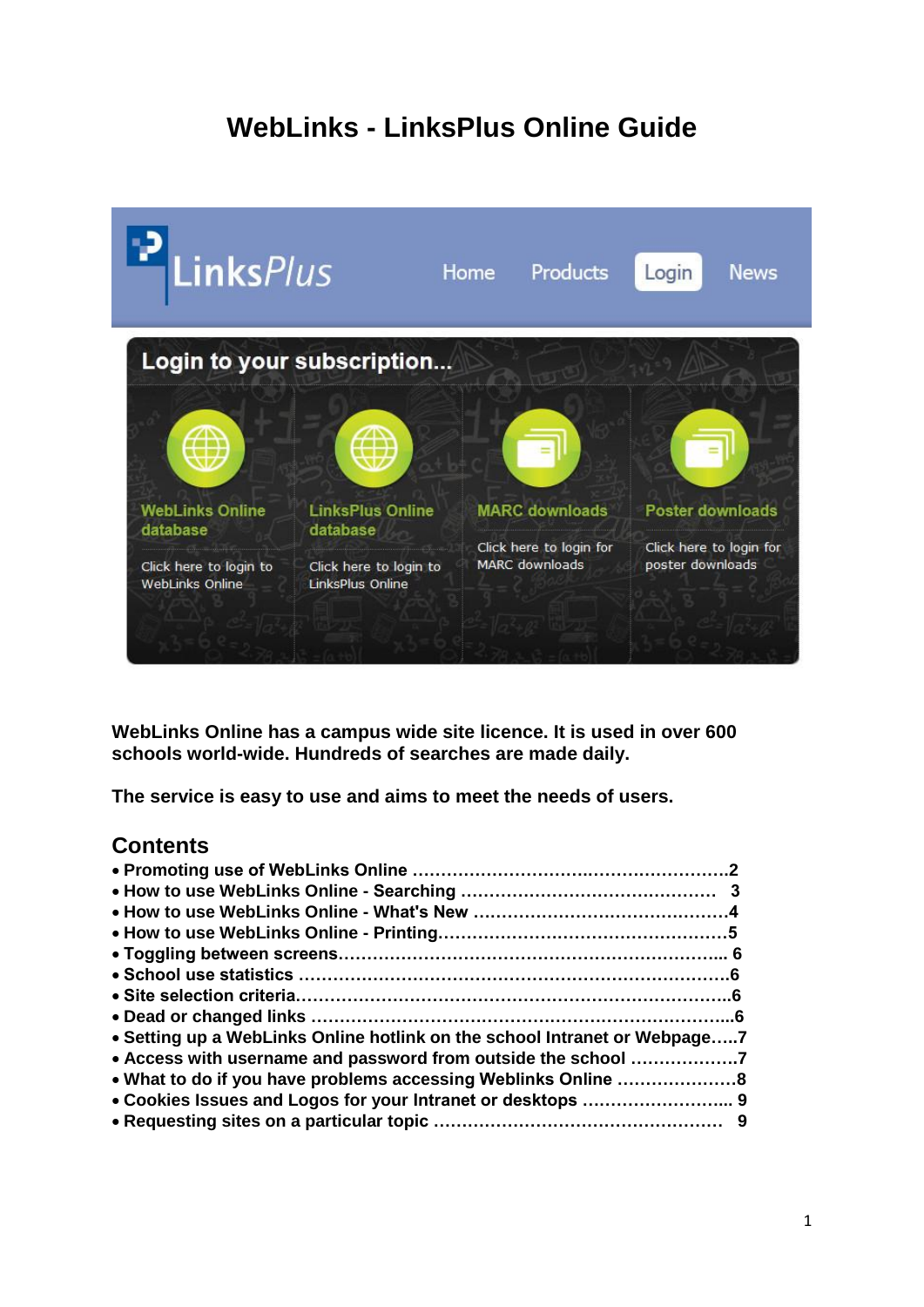# WebLinks - LinksPlus Online Guide

**WebLinks Online has a campus wide site licence. It is used in over 600 schools world-wide. Hundreds of searches are made daily.**

**The service is easy to use and aims to meet the needs of users.**

## Contents

- **Promoting use of WebLinks Online ……………………….……………………2**
- **How to use WebLinks Online - Searching ……………………………………… 3**
- **How to use WebLinks Online - What's New ………………………………………4**
- **How to use WebLinks Online - Printing……………………………………………5**
- **Toggling between screens………………………………………………………….. 6**
- **School use statistics …………………………………………………………………6**
- **Site selection criteria……………………………………………………………………6**
- **Dead or changed links ………………………………………………….…………...6**
- **Setting up a WebLinks Online hotlink on the school Intranet or Webpage…..7**
- **Access with username and password from outside the school ……………….7**
- **What to do if you have problems accessing Weblinks Online …………………8**
- **Cookies Issues and Logos for your Intranet or desktops …………………….. 9**
- **Requesting sites on a particular topic …………………………………………… 9**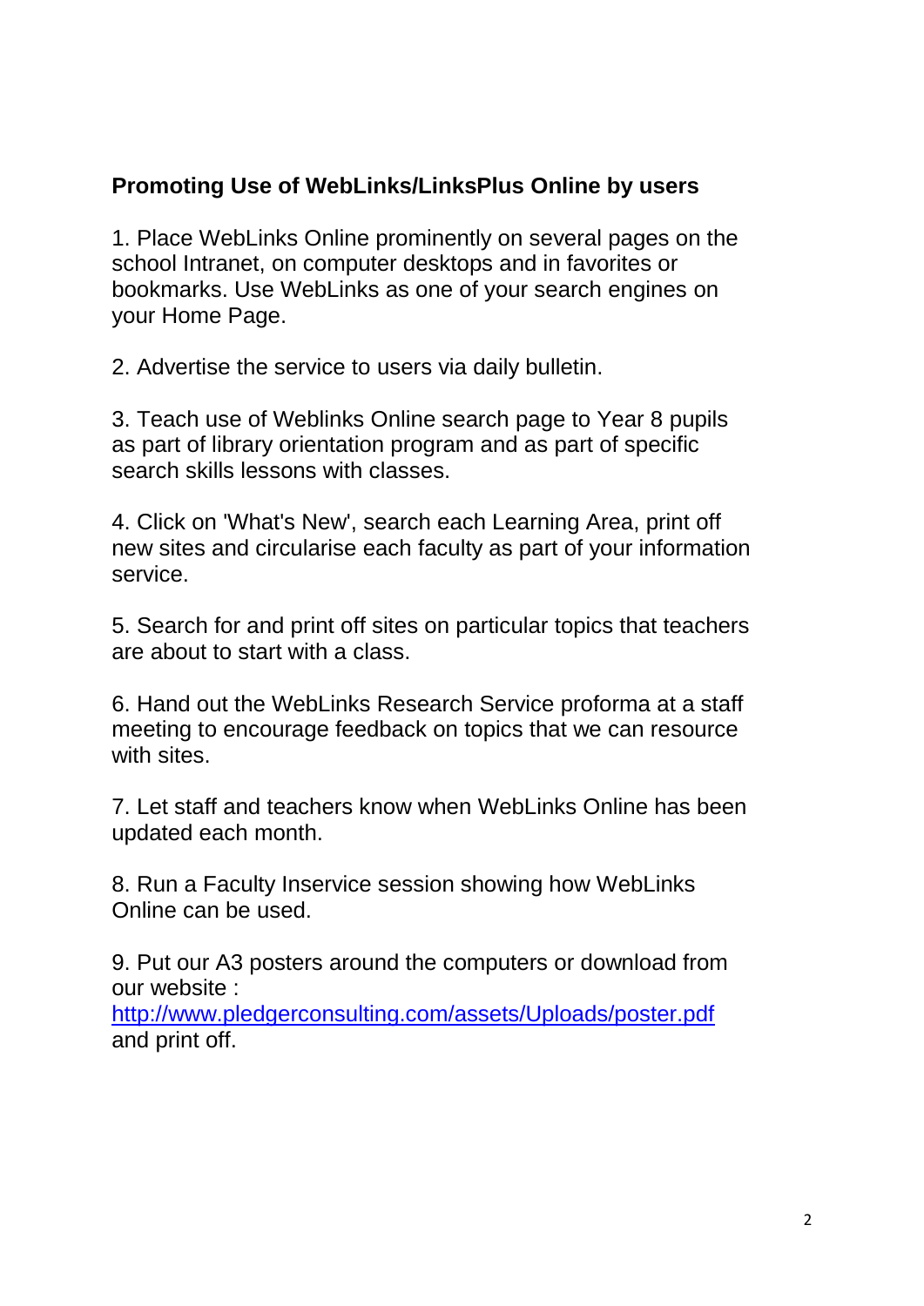## Promoting Use of WebLinks/LinksPlus Online by users

1. Place WebLinks Online prominently on several pages on the school Intranet, on computer desktops and in favorites or bookmarks. Use WebLinks as one of your search engines on your Home Page.

2. Advertise the service to users via daily bulletin.

3. Teach use of Weblinks Online search page to Year 8 pupils as part of library orientation program and as part of specific search skills lessons with classes.

4. Click on 'What's New', search each Learning Area, print off new sites and circularise each faculty as part of your information service.

5. Search for and print off sites on particular topics that teachers are about to start with a class.

6. Hand out the WebLinks Research Service proforma at a staff meeting to encourage feedback on topics that we can resource with sites.

7. Let staff and teachers know when WebLinks Online has been updated each month.

8. Run a Faculty Inservice session showing how WebLinks Online can be used.

9. Put our A3 posters around the computers or download from our website : [http://www.pledgerconsulting.com/assets/Uploads/poster.pdf](http://www.pledgerconsulting.com/assets/Uploads/poster.pdf) and print off.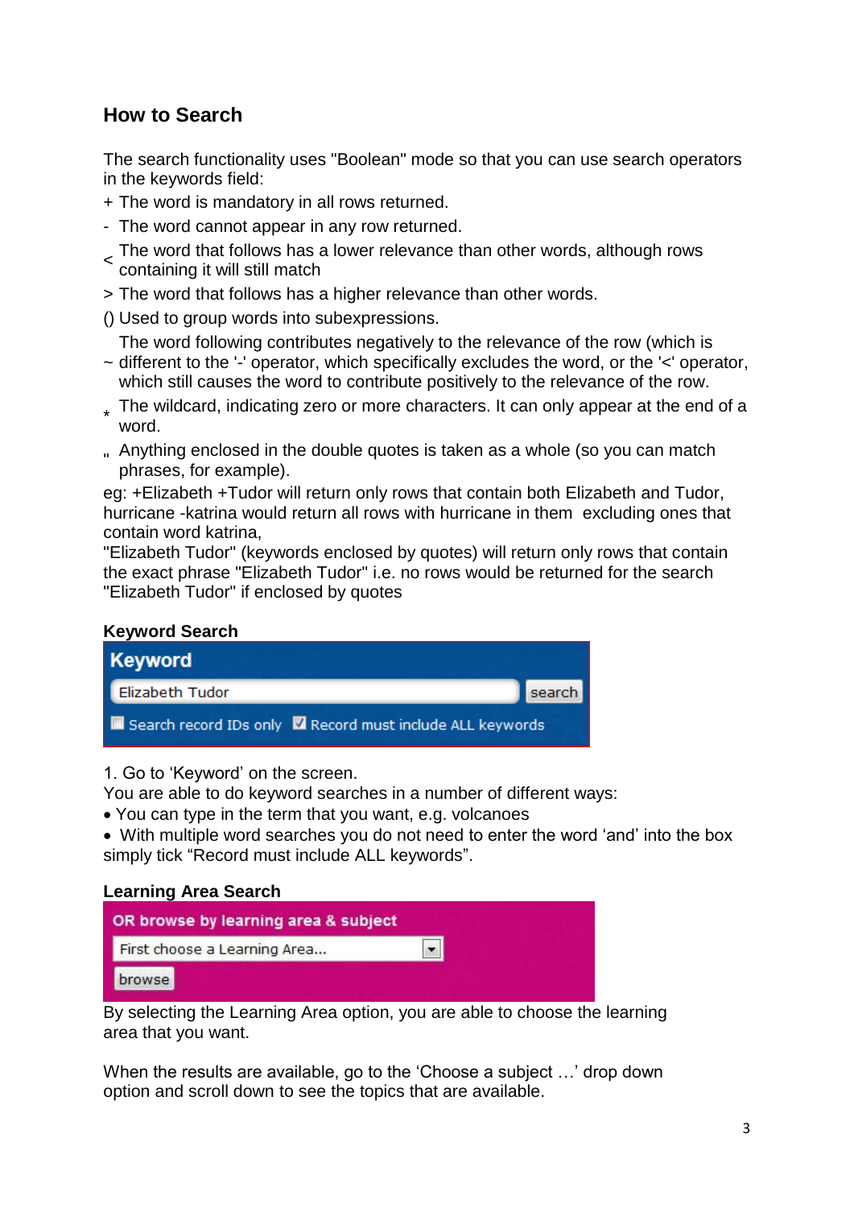## How to Search

The search functionality uses "Boolean" mode so that you can use search operators in the keywords field:

+ The word is mandatory in all rows returned.

- The word cannot appear in any row returned.

< The word that follows has a lower relevance than other words, although rows containing it will still match

> The word that follows has a higher relevance than other words.

() Used to group words into subexpressions.

~ The word following contributes negatively to the relevance of the row (which is different to the '-' operator, which specifically excludes the word, or the '<' operator, which still causes the word to contribute positively to the relevance of the row.

* The wildcard, indicating zero or more characters. It can only appear at the end of a word.

" Anything enclosed in the double quotes is taken as a whole (so you can match phrases, for example).

eg: +Elizabeth +Tudor will return only rows that contain both Elizabeth and Tudor, hurricane -katrina would return all rows with hurricane in them excluding ones that contain word katrina,
"Elizabeth Tudor" (keywords enclosed by quotes) will return only rows that contain the exact phrase "Elizabeth Tudor" i.e. no rows would be returned for the search "Elizabeth Tudor" if enclosed by quotes

### Keyword Search

**Keyword**

Elizabeth Tudor | search

☐ Search record IDs only ☑ Record must include ALL keywords

1. Go to 'Keyword' on the screen.
You are able to do keyword searches in a number of different ways:

- You can type in the term that you want, e.g. volcanoes
- With multiple word searches you do not need to enter the word 'and' into the box simply tick "Record must include ALL keywords".

### Learning Area Search

**OR browse by learning area & subject**

First choose a Learning Area...

browse

By selecting the Learning Area option, you are able to choose the learning area that you want.

When the results are available, go to the 'Choose a subject …' drop down option and scroll down to see the topics that are available.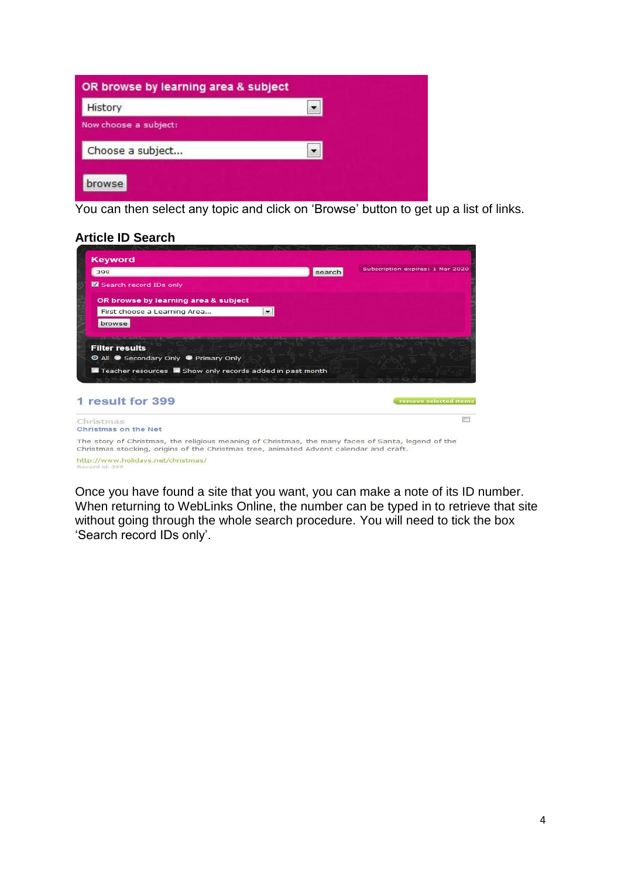OR browse by learning area & subject

History

Now choose a subject:

Choose a subject...

browse

You can then select any topic and click on 'Browse' button to get up a list of links.

**Article ID Search**

Keyword

399 search

Subscription expires: 1 Mar 2020

Search record IDs only

OR browse by learning area & subject

First choose a Learning Area...

browse

Filter results

All Secondary Only Primary Only

Teacher resources Show only records added in past month

1 result for 399

remove selected items

Christmas

Christmas on the Net

The story of Christmas, the religious meaning of Christmas, the many faces of Santa, legend of the Christmas stocking, origins of the Christmas tree, animated Advent calendar and craft.

http://www.holidays.net/christmas/

Record id: 399

Once you have found a site that you want, you can make a note of its ID number. When returning to WebLinks Online, the number can be typed in to retrieve that site without going through the whole search procedure. You will need to tick the box 'Search record IDs only'.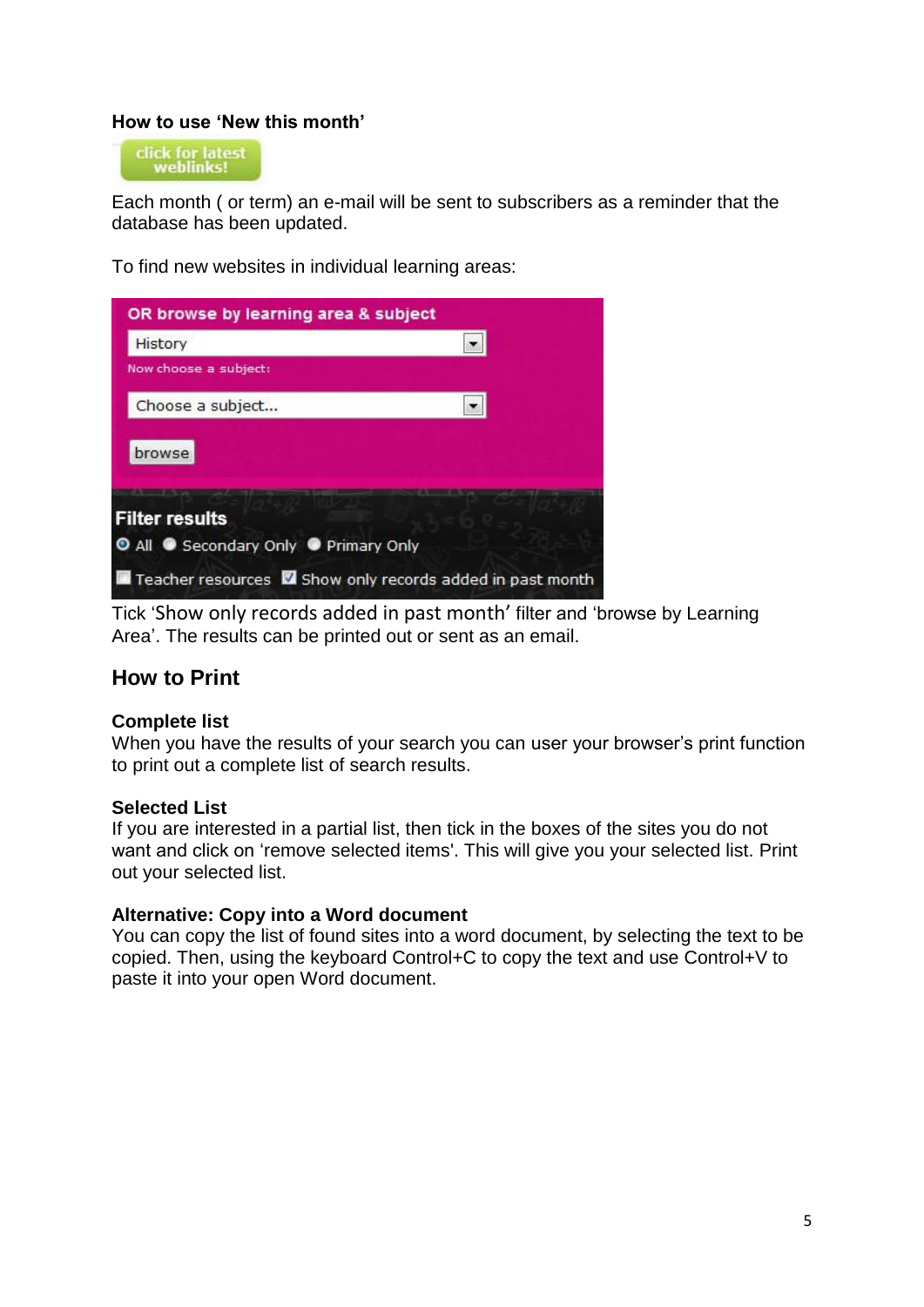### How to use 'New this month'

Each month ( or term) an e-mail will be sent to subscribers as a reminder that the database has been updated.

To find new websites in individual learning areas:

Tick 'Show only records added in past month' filter and 'browse by Learning Area'. The results can be printed out or sent as an email.

## How to Print

### Complete list

When you have the results of your search you can user your browser's print function to print out a complete list of search results.

### Selected List

If you are interested in a partial list, then tick in the boxes of the sites you do not want and click on 'remove selected items'. This will give you your selected list. Print out your selected list.

### Alternative: Copy into a Word document

You can copy the list of found sites into a word document, by selecting the text to be copied. Then, using the keyboard Control+C to copy the text and use Control+V to paste it into your open Word document.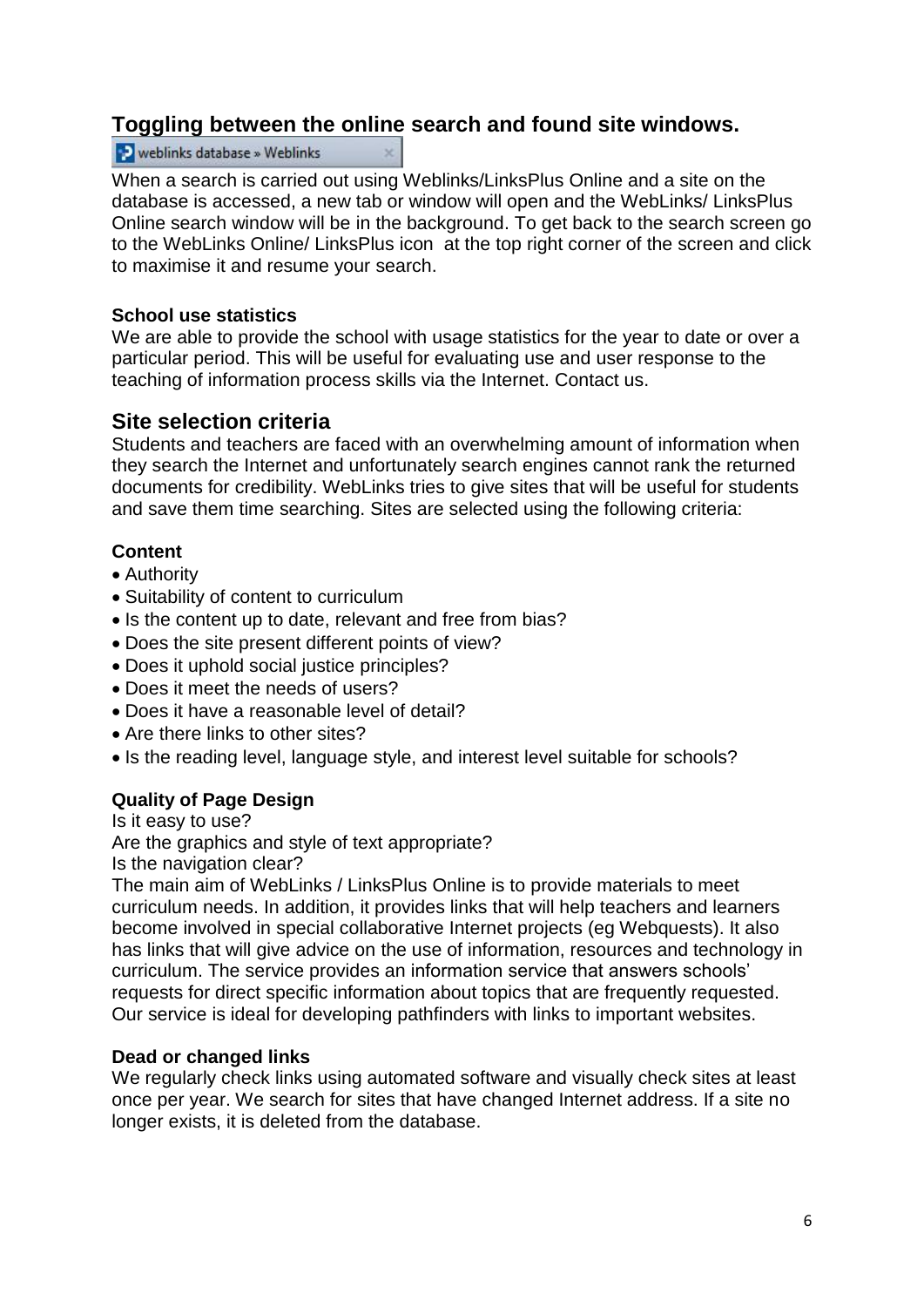## Toggling between the online search and found site windows.

weblinks database » Weblinks

When a search is carried out using Weblinks/LinksPlus Online and a site on the database is accessed, a new tab or window will open and the WebLinks/ LinksPlus Online search window will be in the background. To get back to the search screen go to the WebLinks Online/ LinksPlus icon at the top right corner of the screen and click to maximise it and resume your search.

### School use statistics

We are able to provide the school with usage statistics for the year to date or over a particular period. This will be useful for evaluating use and user response to the teaching of information process skills via the Internet. Contact us.

## Site selection criteria

Students and teachers are faced with an overwhelming amount of information when they search the Internet and unfortunately search engines cannot rank the returned documents for credibility. WebLinks tries to give sites that will be useful for students and save them time searching. Sites are selected using the following criteria:

### Content

- Authority
- Suitability of content to curriculum
- Is the content up to date, relevant and free from bias?
- Does the site present different points of view?
- Does it uphold social justice principles?
- Does it meet the needs of users?
- Does it have a reasonable level of detail?
- Are there links to other sites?
- Is the reading level, language style, and interest level suitable for schools?

### Quality of Page Design

Is it easy to use?

Are the graphics and style of text appropriate?

Is the navigation clear?

The main aim of WebLinks / LinksPlus Online is to provide materials to meet curriculum needs. In addition, it provides links that will help teachers and learners become involved in special collaborative Internet projects (eg Webquests). It also has links that will give advice on the use of information, resources and technology in curriculum. The service provides an information service that answers schools' requests for direct specific information about topics that are frequently requested. Our service is ideal for developing pathfinders with links to important websites.

### Dead or changed links

We regularly check links using automated software and visually check sites at least once per year. We search for sites that have changed Internet address. If a site no longer exists, it is deleted from the database.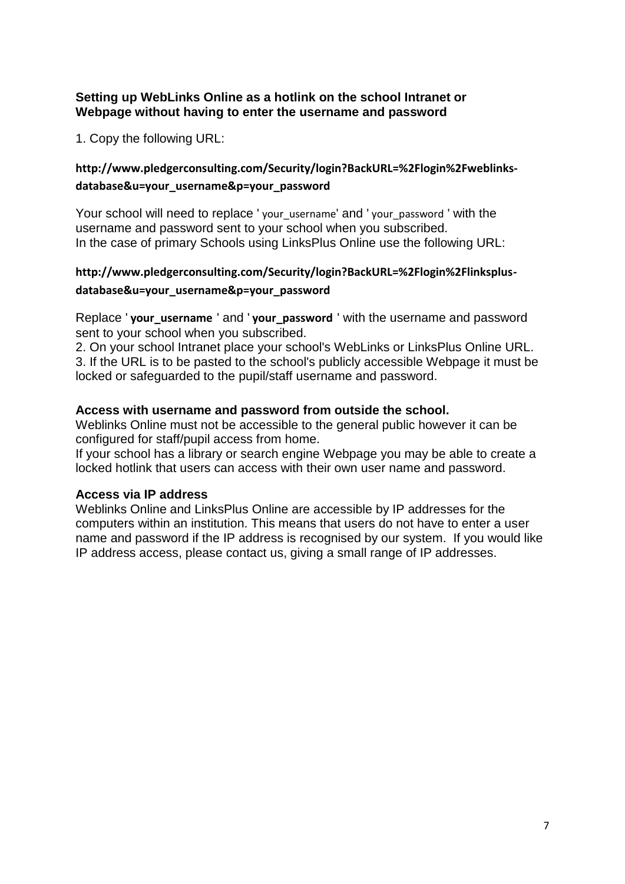**Setting up WebLinks Online as a hotlink on the school Intranet or Webpage without having to enter the username and password**

1. Copy the following URL:

**http://www.pledgerconsulting.com/Security/login?BackURL=%2Flogin%2Fweblinks-database&u=your_username&p=your_password**

Your school will need to replace ' your_username' and ' your_password ' with the username and password sent to your school when you subscribed.
In the case of primary Schools using LinksPlus Online use the following URL:

**http://www.pledgerconsulting.com/Security/login?BackURL=%2Flogin%2Flinksplus-database&u=your_username&p=your_password**

Replace ' **your_username** ' and ' **your_password** ' with the username and password sent to your school when you subscribed.
2. On your school Intranet place your school's WebLinks or LinksPlus Online URL.
3. If the URL is to be pasted to the school's publicly accessible Webpage it must be locked or safeguarded to the pupil/staff username and password.

**Access with username and password from outside the school.**
Weblinks Online must not be accessible to the general public however it can be configured for staff/pupil access from home.
If your school has a library or search engine Webpage you may be able to create a locked hotlink that users can access with their own user name and password.

**Access via IP address**
Weblinks Online and LinksPlus Online are accessible by IP addresses for the computers within an institution. This means that users do not have to enter a user name and password if the IP address is recognised by our system. If you would like IP address access, please contact us, giving a small range of IP addresses.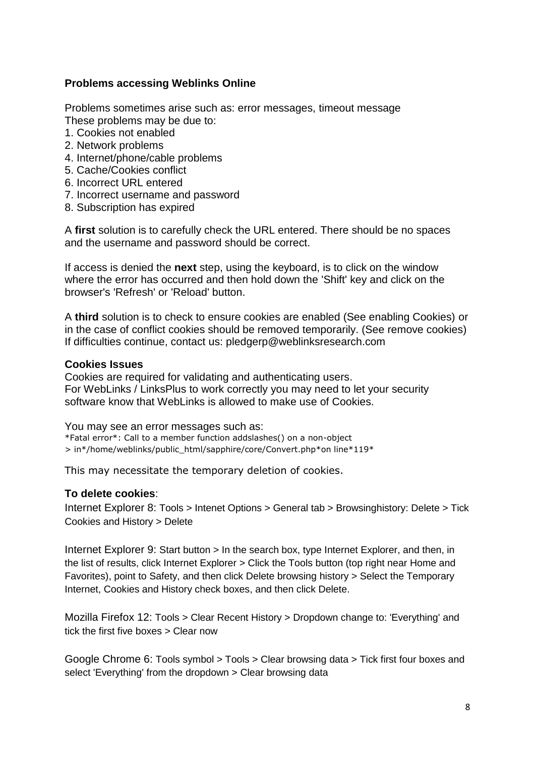**Problems accessing Weblinks Online**

Problems sometimes arise such as: error messages, timeout message
These problems may be due to:

1. Cookies not enabled
2. Network problems
4. Internet/phone/cable problems
5. Cache/Cookies conflict
6. Incorrect URL entered
7. Incorrect username and password
8. Subscription has expired

A **first** solution is to carefully check the URL entered. There should be no spaces and the username and password should be correct.

If access is denied the **next** step, using the keyboard, is to click on the window where the error has occurred and then hold down the 'Shift' key and click on the browser's 'Refresh' or 'Reload' button.

A **third** solution is to check to ensure cookies are enabled (See enabling Cookies) or in the case of conflict cookies should be removed temporarily. (See remove cookies)
If difficulties continue, contact us: pledgerp@weblinksresearch.com

**Cookies Issues**

Cookies are required for validating and authenticating users.
For WebLinks / LinksPlus to work correctly you may need to let your security software know that WebLinks is allowed to make use of Cookies.

You may see an error messages such as:
*Fatal error*: Call to a member function addslashes() on a non-object
> in*/home/weblinks/public_html/sapphire/core/Convert.php*on line*119*

This may necessitate the temporary deletion of cookies.

**To delete cookies**:

Internet Explorer 8: Tools > Intenet Options > General tab > Browsinghistory: Delete > Tick Cookies and History > Delete

Internet Explorer 9: Start button > In the search box, type Internet Explorer, and then, in the list of results, click Internet Explorer > Click the Tools button (top right near Home and Favorites), point to Safety, and then click Delete browsing history > Select the Temporary Internet, Cookies and History check boxes, and then click Delete.

Mozilla Firefox 12: Tools > Clear Recent History > Dropdown change to: 'Everything' and tick the first five boxes > Clear now

Google Chrome 6: Tools symbol > Tools > Clear browsing data > Tick first four boxes and select 'Everything' from the dropdown > Clear browsing data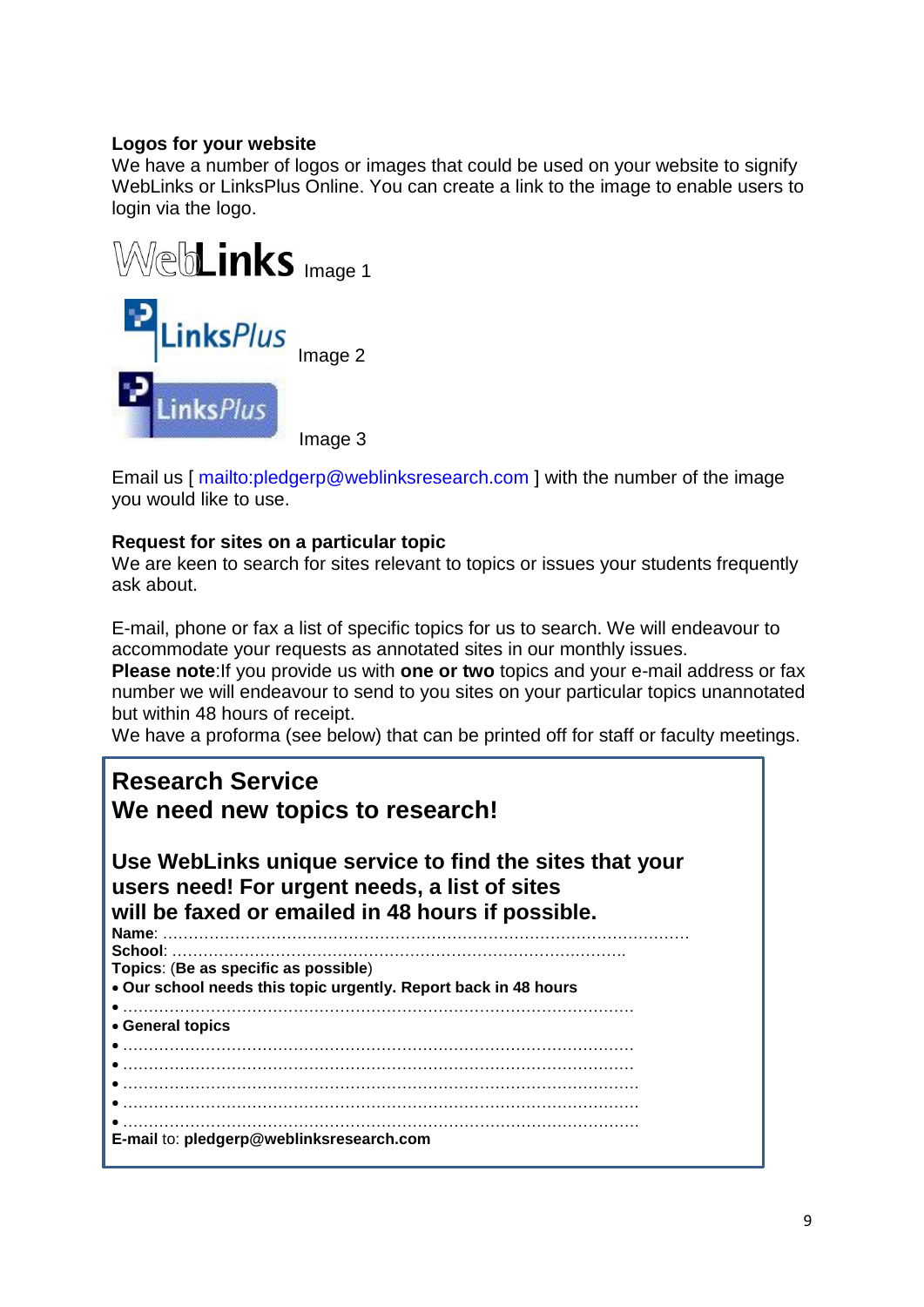**Logos for your website**
We have a number of logos or images that could be used on your website to signify WebLinks or LinksPlus Online. You can create a link to the image to enable users to login via the logo.

WebLinks Image 1

LinksPlus Image 2

LinksPlus Image 3

Email us [ mailto:pledgerp@weblinksresearch.com ] with the number of the image you would like to use.

**Request for sites on a particular topic**
We are keen to search for sites relevant to topics or issues your students frequently ask about.

E-mail, phone or fax a list of specific topics for us to search. We will endeavour to accommodate your requests as annotated sites in our monthly issues.
**Please note**:If you provide us with **one or two** topics and your e-mail address or fax number we will endeavour to send to you sites on your particular topics unannotated but within 48 hours of receipt.
We have a proforma (see below) that can be printed off for staff or faculty meetings.

## Research Service
## We need new topics to research!

### Use WebLinks unique service to find the sites that your users need! For urgent needs, a list of sites will be faxed or emailed in 48 hours if possible.

**Name**: ……………………………………………………………………………………………
**School**: ……………………………………………………………………………
**Topics**: (**Be as specific as possible**)
- **Our school needs this topic urgently. Report back in 48 hours**
- ……………………………………………………………………………………
- **General topics**
- ……………………………………………………………………………………
- ……………………………………………………………………………………
- ……………………………………………………………………………………
- ……………………………………………………………………………………
- ……………………………………………………………………………………

**E-mail** to: **pledgerp@weblinksresearch.com**